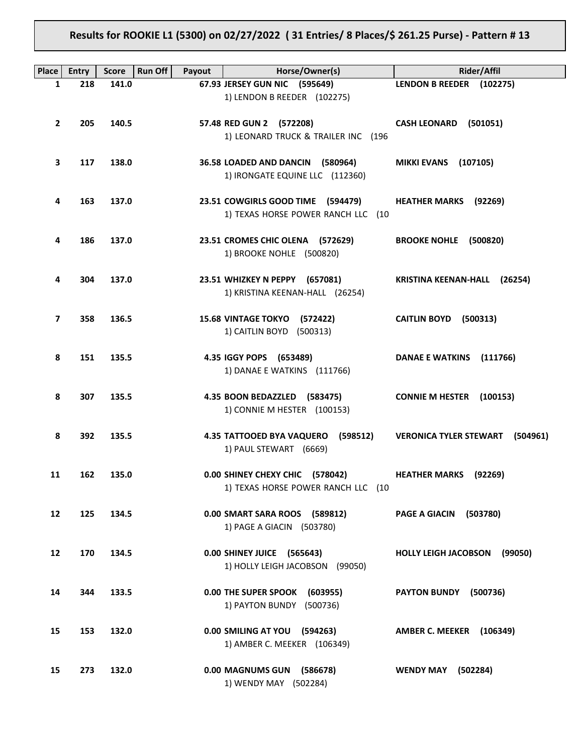# Results for ROOKIE L1 (5300) on 02/27/2022 ( 31 Entries/ 8 Places/$ 261.25 Purse) - Pattern # 13

| Place | Entry | Score | Run Off | Payout | Horse/Owner(s) | Rider/Affil |
|---|---|---|---|---|---|---|
| 1 | 218 | 141.0 | | 67.93 | **JERSEY GUN NIC (595649)**<br>1) LENDON B REEDER (102275) | **LENDON B REEDER (102275)** |
| 2 | 205 | 140.5 | | 57.48 | **RED GUN 2 (572208)**<br>1) LEONARD TRUCK & TRAILER INC (196 | **CASH LEONARD (501051)** |
| 3 | 117 | 138.0 | | 36.58 | **LOADED AND DANCIN (580964)**<br>1) IRONGATE EQUINE LLC (112360) | **MIKKI EVANS (107105)** |
| 4 | 163 | 137.0 | | 23.51 | **COWGIRLS GOOD TIME (594479)**<br>1) TEXAS HORSE POWER RANCH LLC (10 | **HEATHER MARKS (92269)** |
| 4 | 186 | 137.0 | | 23.51 | **CROMES CHIC OLENA (572629)**<br>1) BROOKE NOHLE (500820) | **BROOKE NOHLE (500820)** |
| 4 | 304 | 137.0 | | 23.51 | **WHIZKEY N PEPPY (657081)**<br>1) KRISTINA KEENAN-HALL (26254) | **KRISTINA KEENAN-HALL (26254)** |
| 7 | 358 | 136.5 | | 15.68 | **VINTAGE TOKYO (572422)**<br>1) CAITLIN BOYD (500313) | **CAITLIN BOYD (500313)** |
| 8 | 151 | 135.5 | | 4.35 | **IGGY POPS (653489)**<br>1) DANAE E WATKINS (111766) | **DANAE E WATKINS (111766)** |
| 8 | 307 | 135.5 | | 4.35 | **BOON BEDAZZLED (583475)**<br>1) CONNIE M HESTER (100153) | **CONNIE M HESTER (100153)** |
| 8 | 392 | 135.5 | | 4.35 | **TATTOOED BYA VAQUERO (598512)**<br>1) PAUL STEWART (6669) | **VERONICA TYLER STEWART (504961)** |
| 11 | 162 | 135.0 | | 0.00 | **SHINEY CHEXY CHIC (578042)**<br>1) TEXAS HORSE POWER RANCH LLC (10 | **HEATHER MARKS (92269)** |
| 12 | 125 | 134.5 | | 0.00 | **SMART SARA ROOS (589812)**<br>1) PAGE A GIACIN (503780) | **PAGE A GIACIN (503780)** |
| 12 | 170 | 134.5 | | 0.00 | **SHINEY JUICE (565643)**<br>1) HOLLY LEIGH JACOBSON (99050) | **HOLLY LEIGH JACOBSON (99050)** |
| 14 | 344 | 133.5 | | 0.00 | **THE SUPER SPOOK (603955)**<br>1) PAYTON BUNDY (500736) | **PAYTON BUNDY (500736)** |
| 15 | 153 | 132.0 | | 0.00 | **SMILING AT YOU (594263)**<br>1) AMBER C. MEEKER (106349) | **AMBER C. MEEKER (106349)** |
| 15 | 273 | 132.0 | | 0.00 | **MAGNUMS GUN (586678)**<br>1) WENDY MAY (502284) | **WENDY MAY (502284)** |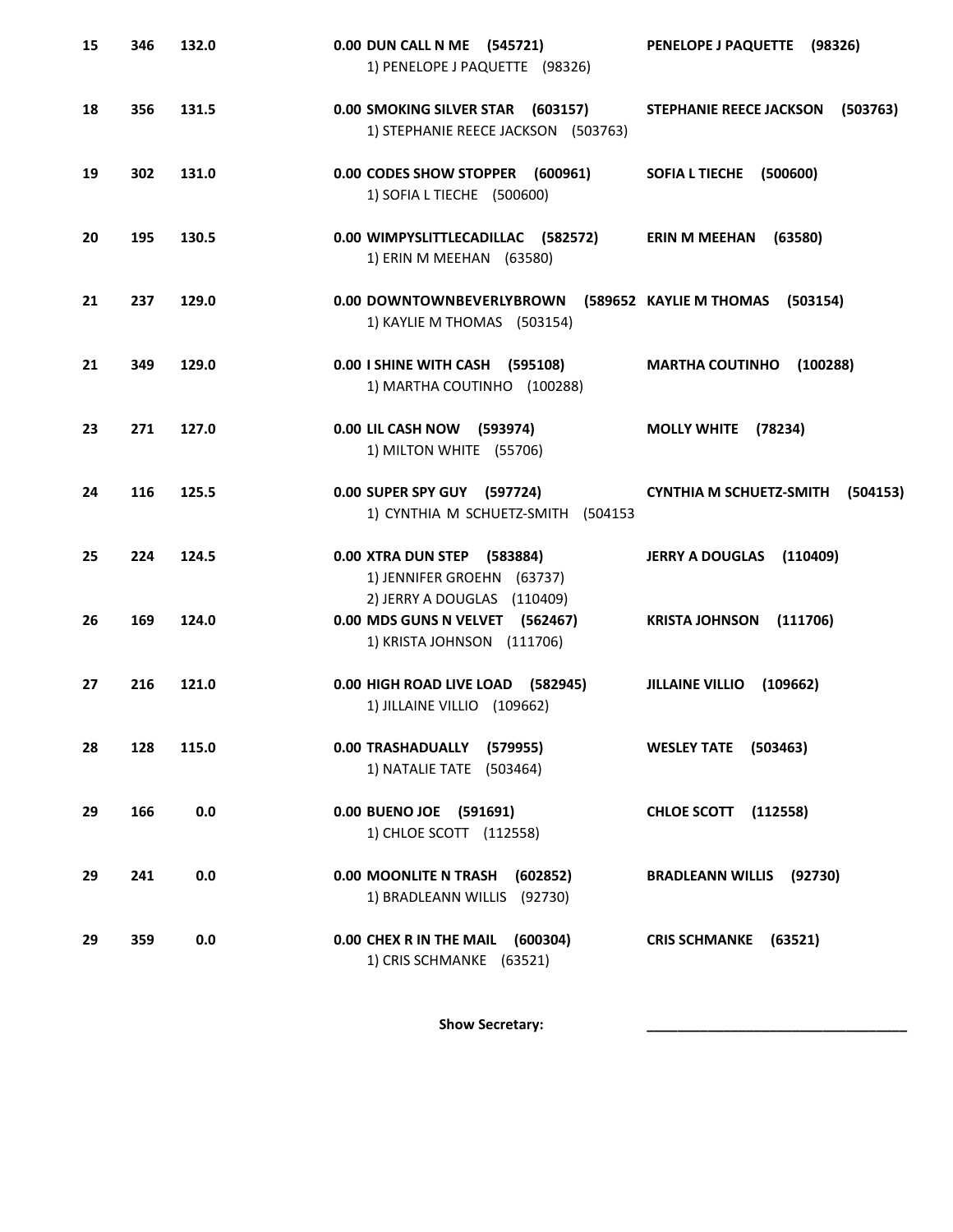| | | | | | |
|---|---|---|---|---|---|
| 15 | 346 | 132.0 | 0.00 | **DUN CALL N ME (545721)**<br>1) PENELOPE J PAQUETTE (98326) | **PENELOPE J PAQUETTE (98326)** |
| 18 | 356 | 131.5 | 0.00 | **SMOKING SILVER STAR (603157)**<br>1) STEPHANIE REECE JACKSON (503763) | **STEPHANIE REECE JACKSON (503763)** |
| 19 | 302 | 131.0 | 0.00 | **CODES SHOW STOPPER (600961)**<br>1) SOFIA L TIECHE (500600) | **SOFIA L TIECHE (500600)** |
| 20 | 195 | 130.5 | 0.00 | **WIMPYSLITTLECADILLAC (582572)**<br>1) ERIN M MEEHAN (63580) | **ERIN M MEEHAN (63580)** |
| 21 | 237 | 129.0 | 0.00 | **DOWNTOWNBEVERLYBROWN (589652**<br>1) KAYLIE M THOMAS (503154) | **KAYLIE M THOMAS (503154)** |
| 21 | 349 | 129.0 | 0.00 | **I SHINE WITH CASH (595108)**<br>1) MARTHA COUTINHO (100288) | **MARTHA COUTINHO (100288)** |
| 23 | 271 | 127.0 | 0.00 | **LIL CASH NOW (593974)**<br>1) MILTON WHITE (55706) | **MOLLY WHITE (78234)** |
| 24 | 116 | 125.5 | 0.00 | **SUPER SPY GUY (597724)**<br>1) CYNTHIA M SCHUETZ-SMITH (504153 | **CYNTHIA M SCHUETZ-SMITH (504153)** |
| 25 | 224 | 124.5 | 0.00 | **XTRA DUN STEP (583884)**<br>1) JENNIFER GROEHN (63737)<br>2) JERRY A DOUGLAS (110409) | **JERRY A DOUGLAS (110409)** |
| 26 | 169 | 124.0 | 0.00 | **MDS GUNS N VELVET (562467)**<br>1) KRISTA JOHNSON (111706) | **KRISTA JOHNSON (111706)** |
| 27 | 216 | 121.0 | 0.00 | **HIGH ROAD LIVE LOAD (582945)**<br>1) JILLAINE VILLIO (109662) | **JILLAINE VILLIO (109662)** |
| 28 | 128 | 115.0 | 0.00 | **TRASHADUALLY (579955)**<br>1) NATALIE TATE (503464) | **WESLEY TATE (503463)** |
| 29 | 166 | 0.0 | 0.00 | **BUENO JOE (591691)**<br>1) CHLOE SCOTT (112558) | **CHLOE SCOTT (112558)** |
| 29 | 241 | 0.0 | 0.00 | **MOONLITE N TRASH (602852)**<br>1) BRADLEANN WILLIS (92730) | **BRADLEANN WILLIS (92730)** |
| 29 | 359 | 0.0 | 0.00 | **CHEX R IN THE MAIL (600304)**<br>1) CRIS SCHMANKE (63521) | **CRIS SCHMANKE (63521)** |

**Show Secretary:** ___________________________________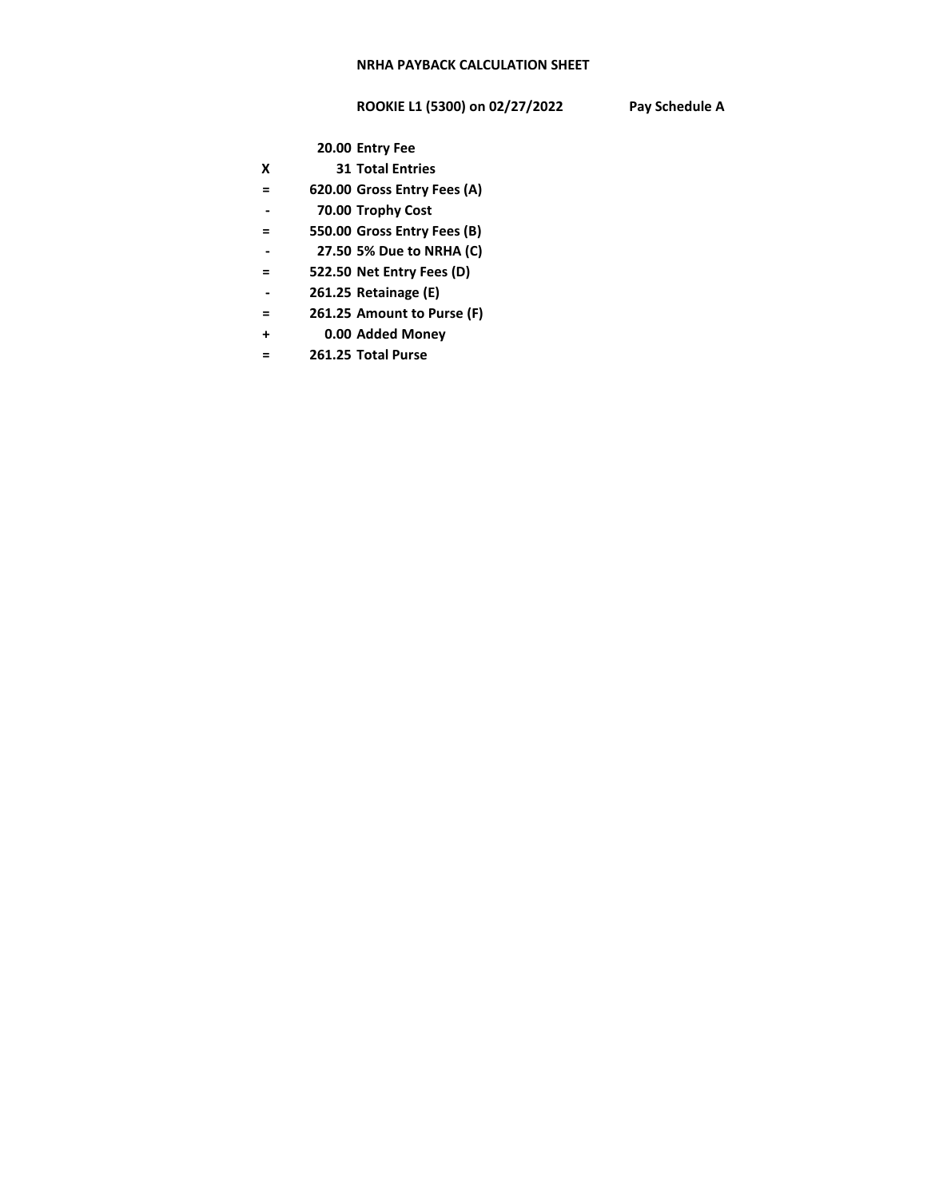**NRHA PAYBACK CALCULATION SHEET**

**ROOKIE L1 (5300) on 02/27/2022** **Pay Schedule A**

| | | |
|---|---|---|
| | 20.00 | Entry Fee |
| X | 31 | Total Entries |
| = | 620.00 | Gross Entry Fees (A) |
| - | 70.00 | Trophy Cost |
| = | 550.00 | Gross Entry Fees (B) |
| - | 27.50 | 5% Due to NRHA (C) |
| = | 522.50 | Net Entry Fees (D) |
| - | 261.25 | Retainage (E) |
| = | 261.25 | Amount to Purse (F) |
| + | 0.00 | Added Money |
| = | 261.25 | Total Purse |